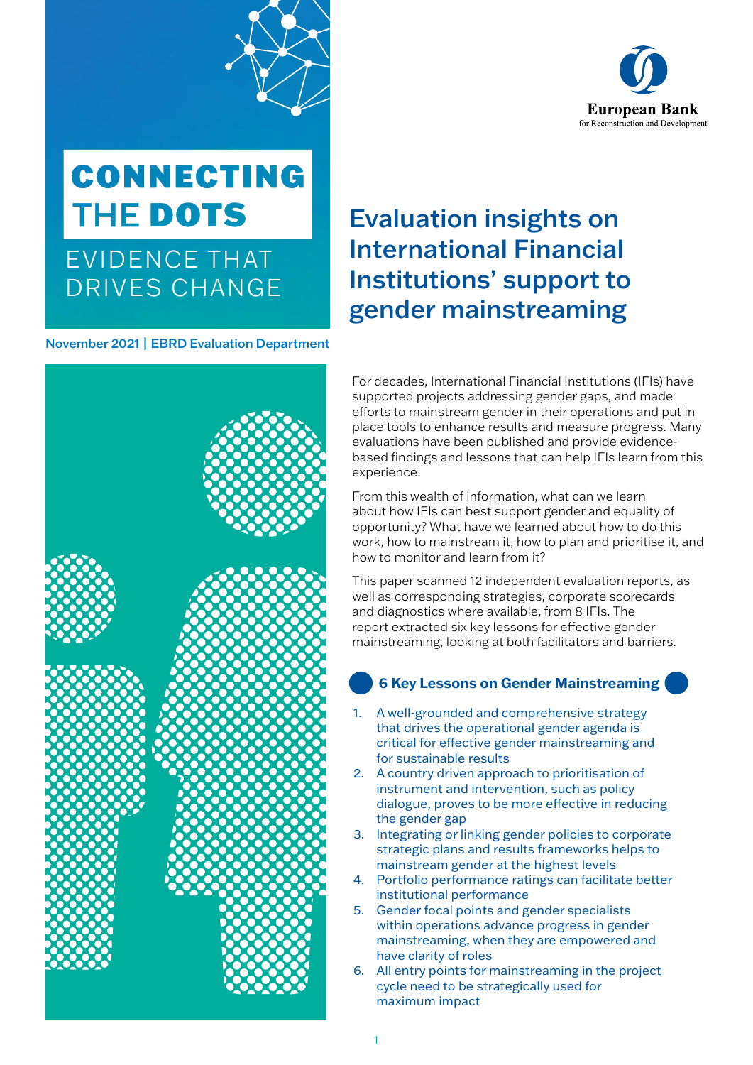# CONNECTING THE DOTS

EVIDENCE THAT DRIVES CHANGE

European Bank for Reconstruction and Development

**November 2021 | EBRD Evaluation Department**

# Evaluation insights on International Financial Institutions' support to gender mainstreaming

For decades, International Financial Institutions (IFIs) have supported projects addressing gender gaps, and made efforts to mainstream gender in their operations and put in place tools to enhance results and measure progress. Many evaluations have been published and provide evidence-based findings and lessons that can help IFIs learn from this experience.

From this wealth of information, what can we learn about how IFIs can best support gender and equality of opportunity? What have we learned about how to do this work, how to mainstream it, how to plan and prioritise it, and how to monitor and learn from it?

This paper scanned 12 independent evaluation reports, as well as corresponding strategies, corporate scorecards and diagnostics where available, from 8 IFIs. The report extracted six key lessons for effective gender mainstreaming, looking at both facilitators and barriers.

## 6 Key Lessons on Gender Mainstreaming

1. A well-grounded and comprehensive strategy that drives the operational gender agenda is critical for effective gender mainstreaming and for sustainable results
2. A country driven approach to prioritisation of instrument and intervention, such as policy dialogue, proves to be more effective in reducing the gender gap
3. Integrating or linking gender policies to corporate strategic plans and results frameworks helps to mainstream gender at the highest levels
4. Portfolio performance ratings can facilitate better institutional performance
5. Gender focal points and gender specialists within operations advance progress in gender mainstreaming, when they are empowered and have clarity of roles
6. All entry points for mainstreaming in the project cycle need to be strategically used for maximum impact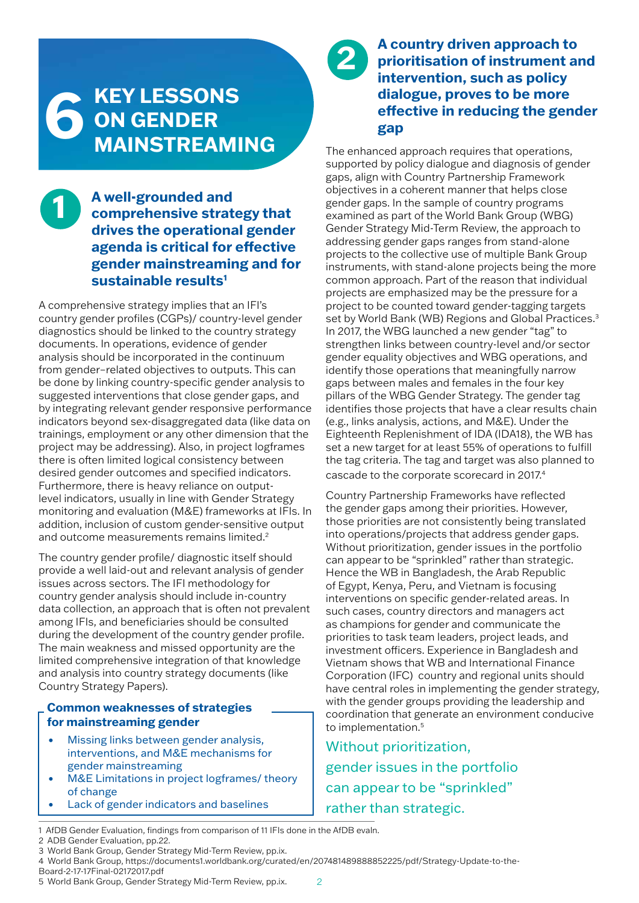# 6 KEY LESSONS ON GENDER MAINSTREAMING

## 1 A well-grounded and comprehensive strategy that drives the operational gender agenda is critical for effective gender mainstreaming and for sustainable results[1]

A comprehensive strategy implies that an IFI's country gender profiles (CGPs)/ country-level gender diagnostics should be linked to the country strategy documents. In operations, evidence of gender analysis should be incorporated in the continuum from gender–related objectives to outputs. This can be done by linking country-specific gender analysis to suggested interventions that close gender gaps, and by integrating relevant gender responsive performance indicators beyond sex-disaggregated data (like data on trainings, employment or any other dimension that the project may be addressing). Also, in project logframes there is often limited logical consistency between desired gender outcomes and specified indicators. Furthermore, there is heavy reliance on output-level indicators, usually in line with Gender Strategy monitoring and evaluation (M&E) frameworks at IFIs. In addition, inclusion of custom gender-sensitive output and outcome measurements remains limited.[2]

The country gender profile/ diagnostic itself should provide a well laid-out and relevant analysis of gender issues across sectors. The IFI methodology for country gender analysis should include in-country data collection, an approach that is often not prevalent among IFIs, and beneficiaries should be consulted during the development of the country gender profile. The main weakness and missed opportunity are the limited comprehensive integration of that knowledge and analysis into country strategy documents (like Country Strategy Papers).

**Common weaknesses of strategies for mainstreaming gender**

- Missing links between gender analysis, interventions, and M&E mechanisms for gender mainstreaming
- M&E Limitations in project logframes/ theory of change
- Lack of gender indicators and baselines

## 2 A country driven approach to prioritisation of instrument and intervention, such as policy dialogue, proves to be more effective in reducing the gender gap

The enhanced approach requires that operations, supported by policy dialogue and diagnosis of gender gaps, align with Country Partnership Framework objectives in a coherent manner that helps close gender gaps. In the sample of country programs examined as part of the World Bank Group (WBG) Gender Strategy Mid-Term Review, the approach to addressing gender gaps ranges from stand-alone projects to the collective use of multiple Bank Group instruments, with stand-alone projects being the more common approach. Part of the reason that individual projects are emphasized may be the pressure for a project to be counted toward gender-tagging targets set by World Bank (WB) Regions and Global Practices.[3] In 2017, the WBG launched a new gender "tag" to strengthen links between country-level and/or sector gender equality objectives and WBG operations, and identify those operations that meaningfully narrow gaps between males and females in the four key pillars of the WBG Gender Strategy. The gender tag identifies those projects that have a clear results chain (e.g., links analysis, actions, and M&E). Under the Eighteenth Replenishment of IDA (IDA18), the WB has set a new target for at least 55% of operations to fulfill the tag criteria. The tag and target was also planned to cascade to the corporate scorecard in 2017.[4]

Country Partnership Frameworks have reflected the gender gaps among their priorities. However, those priorities are not consistently being translated into operations/projects that address gender gaps. Without prioritization, gender issues in the portfolio can appear to be "sprinkled" rather than strategic. Hence the WB in Bangladesh, the Arab Republic of Egypt, Kenya, Peru, and Vietnam is focusing interventions on specific gender-related areas. In such cases, country directors and managers act as champions for gender and communicate the priorities to task team leaders, project leads, and investment officers. Experience in Bangladesh and Vietnam shows that WB and International Finance Corporation (IFC) country and regional units should have central roles in implementing the gender strategy, with the gender groups providing the leadership and coordination that generate an environment conducive to implementation.[5]

Without prioritization, gender issues in the portfolio can appear to be "sprinkled" rather than strategic.

---

1 AfDB Gender Evaluation, findings from comparison of 11 IFIs done in the AfDB evaln.
2 ADB Gender Evaluation, pp.22.
3 World Bank Group, Gender Strategy Mid-Term Review, pp.ix.
4 World Bank Group, https://documents1.worldbank.org/curated/en/207481489888852225/pdf/Strategy-Update-to-the-Board-2-17-17Final-02172017.pdf
5 World Bank Group, Gender Strategy Mid-Term Review, pp.ix.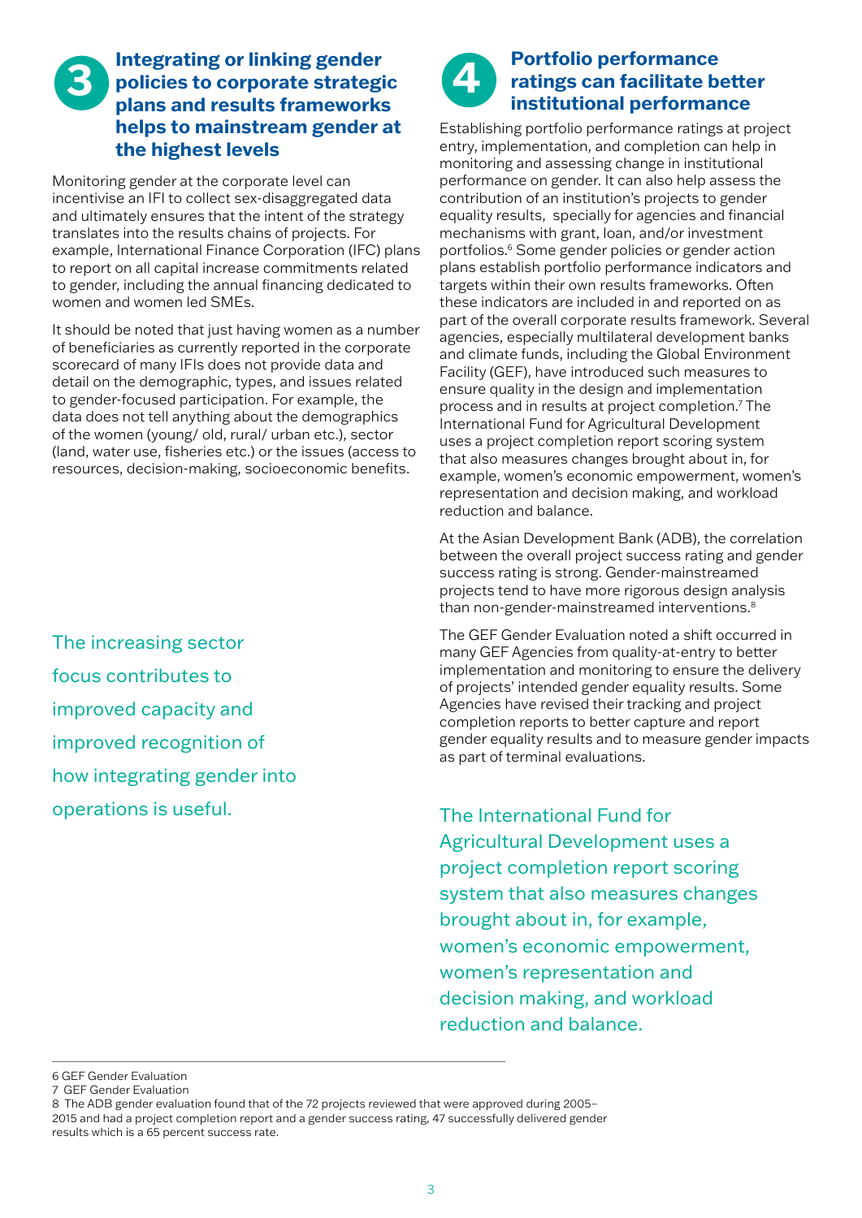## 3 Integrating or linking gender policies to corporate strategic plans and results frameworks helps to mainstream gender at the highest levels

Monitoring gender at the corporate level can incentivise an IFI to collect sex-disaggregated data and ultimately ensures that the intent of the strategy translates into the results chains of projects. For example, International Finance Corporation (IFC) plans to report on all capital increase commitments related to gender, including the annual financing dedicated to women and women led SMEs.

It should be noted that just having women as a number of beneficiaries as currently reported in the corporate scorecard of many IFIs does not provide data and detail on the demographic, types, and issues related to gender-focused participation. For example, the data does not tell anything about the demographics of the women (young/ old, rural/ urban etc.), sector (land, water use, fisheries etc.) or the issues (access to resources, decision-making, socioeconomic benefits.

The increasing sector focus contributes to improved capacity and improved recognition of how integrating gender into operations is useful.

## 4 Portfolio performance ratings can facilitate better institutional performance

Establishing portfolio performance ratings at project entry, implementation, and completion can help in monitoring and assessing change in institutional performance on gender. It can also help assess the contribution of an institution's projects to gender equality results, specially for agencies and financial mechanisms with grant, loan, and/or investment portfolios.[6] Some gender policies or gender action plans establish portfolio performance indicators and targets within their own results frameworks. Often these indicators are included in and reported on as part of the overall corporate results framework. Several agencies, especially multilateral development banks and climate funds, including the Global Environment Facility (GEF), have introduced such measures to ensure quality in the design and implementation process and in results at project completion.[7] The International Fund for Agricultural Development uses a project completion report scoring system that also measures changes brought about in, for example, women's economic empowerment, women's representation and decision making, and workload reduction and balance.

At the Asian Development Bank (ADB), the correlation between the overall project success rating and gender success rating is strong. Gender-mainstreamed projects tend to have more rigorous design analysis than non-gender-mainstreamed interventions.[8]

The GEF Gender Evaluation noted a shift occurred in many GEF Agencies from quality-at-entry to better implementation and monitoring to ensure the delivery of projects' intended gender equality results. Some Agencies have revised their tracking and project completion reports to better capture and report gender equality results and to measure gender impacts as part of terminal evaluations.

The International Fund for Agricultural Development uses a project completion report scoring system that also measures changes brought about in, for example, women's economic empowerment, women's representation and decision making, and workload reduction and balance.

---

6 GEF Gender Evaluation

7 GEF Gender Evaluation

8 The ADB gender evaluation found that of the 72 projects reviewed that were approved during 2005–2015 and had a project completion report and a gender success rating, 47 successfully delivered gender results which is a 65 percent success rate.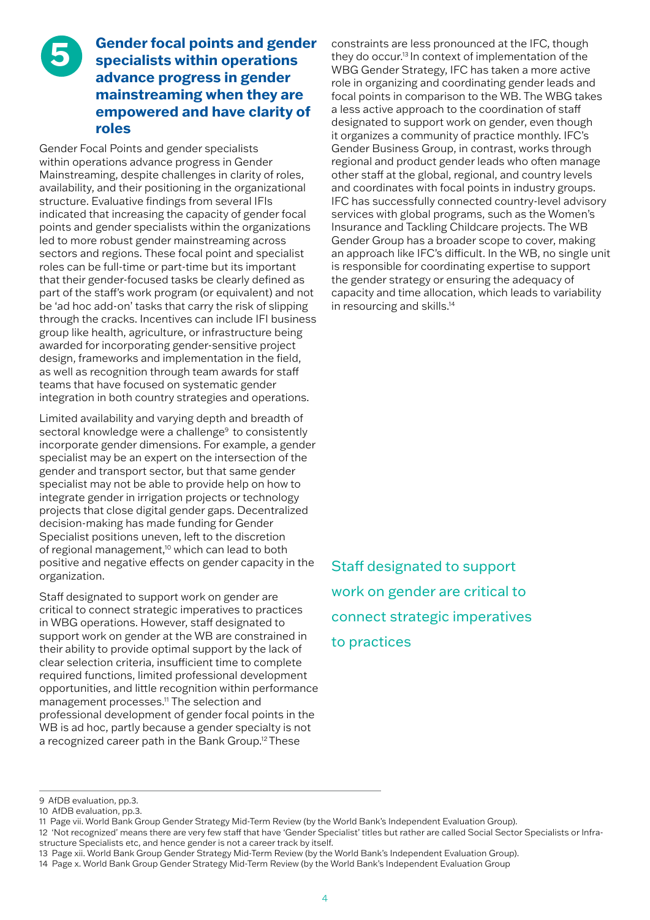## 5 Gender focal points and gender specialists within operations advance progress in gender mainstreaming when they are empowered and have clarity of roles

Gender Focal Points and gender specialists within operations advance progress in Gender Mainstreaming, despite challenges in clarity of roles, availability, and their positioning in the organizational structure. Evaluative findings from several IFIs indicated that increasing the capacity of gender focal points and gender specialists within the organizations led to more robust gender mainstreaming across sectors and regions. These focal point and specialist roles can be full-time or part-time but its important that their gender-focused tasks be clearly defined as part of the staff's work program (or equivalent) and not be 'ad hoc add-on' tasks that carry the risk of slipping through the cracks. Incentives can include IFI business group like health, agriculture, or infrastructure being awarded for incorporating gender-sensitive project design, frameworks and implementation in the field, as well as recognition through team awards for staff teams that have focused on systematic gender integration in both country strategies and operations.

Limited availability and varying depth and breadth of sectoral knowledge were a challenge[9] to consistently incorporate gender dimensions. For example, a gender specialist may be an expert on the intersection of the gender and transport sector, but that same gender specialist may not be able to provide help on how to integrate gender in irrigation projects or technology projects that close digital gender gaps. Decentralized decision-making has made funding for Gender Specialist positions uneven, left to the discretion of regional management,[10] which can lead to both positive and negative effects on gender capacity in the organization.

Staff designated to support work on gender are critical to connect strategic imperatives to practices in WBG operations. However, staff designated to support work on gender at the WB are constrained in their ability to provide optimal support by the lack of clear selection criteria, insufficient time to complete required functions, limited professional development opportunities, and little recognition within performance management processes.[11] The selection and professional development of gender focal points in the WB is ad hoc, partly because a gender specialty is not a recognized career path in the Bank Group.[12] These constraints are less pronounced at the IFC, though they do occur.[13] In context of implementation of the WBG Gender Strategy, IFC has taken a more active role in organizing and coordinating gender leads and focal points in comparison to the WB. The WBG takes a less active approach to the coordination of staff designated to support work on gender, even though it organizes a community of practice monthly. IFC's Gender Business Group, in contrast, works through regional and product gender leads who often manage other staff at the global, regional, and country levels and coordinates with focal points in industry groups. IFC has successfully connected country-level advisory services with global programs, such as the Women's Insurance and Tackling Childcare projects. The WB Gender Group has a broader scope to cover, making an approach like IFC's difficult. In the WB, no single unit is responsible for coordinating expertise to support the gender strategy or ensuring the adequacy of capacity and time allocation, which leads to variability in resourcing and skills.[14]

Staff designated to support work on gender are critical to connect strategic imperatives to practices

---

9 AfDB evaluation, pp.3.

10 AfDB evaluation, pp.3.

11 Page vii. World Bank Group Gender Strategy Mid-Term Review (by the World Bank's Independent Evaluation Group).

12 'Not recognized' means there are very few staff that have 'Gender Specialist' titles but rather are called Social Sector Specialists or Infrastructure Specialists etc, and hence gender is not a career track by itself.

13 Page xii. World Bank Group Gender Strategy Mid-Term Review (by the World Bank's Independent Evaluation Group).

14 Page x. World Bank Group Gender Strategy Mid-Term Review (by the World Bank's Independent Evaluation Group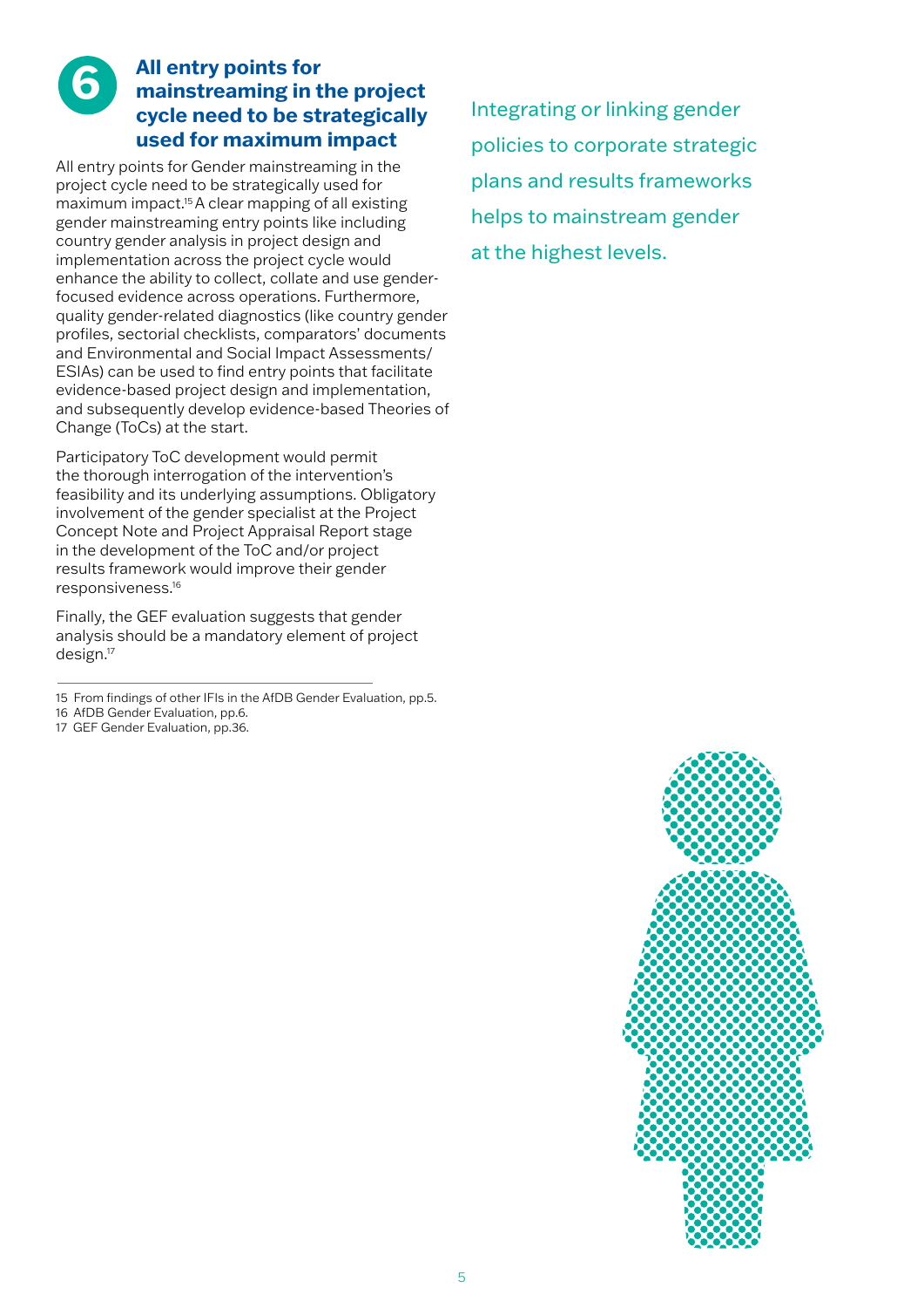## 6 All entry points for mainstreaming in the project cycle need to be strategically used for maximum impact

All entry points for Gender mainstreaming in the project cycle need to be strategically used for maximum impact.[15] A clear mapping of all existing gender mainstreaming entry points like including country gender analysis in project design and implementation across the project cycle would enhance the ability to collect, collate and use gender-focused evidence across operations. Furthermore, quality gender-related diagnostics (like country gender profiles, sectorial checklists, comparators' documents and Environmental and Social Impact Assessments/ ESIAs) can be used to find entry points that facilitate evidence-based project design and implementation, and subsequently develop evidence-based Theories of Change (ToCs) at the start.

Participatory ToC development would permit the thorough interrogation of the intervention's feasibility and its underlying assumptions. Obligatory involvement of the gender specialist at the Project Concept Note and Project Appraisal Report stage in the development of the ToC and/or project results framework would improve their gender responsiveness.[16]

Finally, the GEF evaluation suggests that gender analysis should be a mandatory element of project design.[17]

15 From findings of other IFIs in the AfDB Gender Evaluation, pp.5.

16 AfDB Gender Evaluation, pp.6.

17 GEF Gender Evaluation, pp.36.

Integrating or linking gender policies to corporate strategic plans and results frameworks helps to mainstream gender at the highest levels.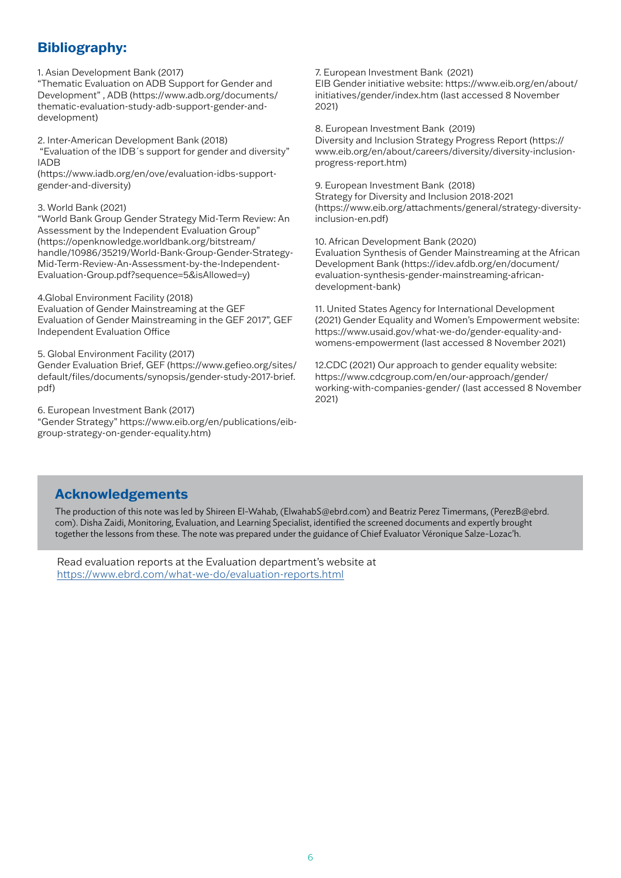## Bibliography:

1. Asian Development Bank (2017)
"Thematic Evaluation on ADB Support for Gender and Development" , ADB (https://www.adb.org/documents/thematic-evaluation-study-adb-support-gender-and-development)

2. Inter-American Development Bank (2018)
"Evaluation of the IDB´s support for gender and diversity" IADB
(https://www.iadb.org/en/ove/evaluation-idbs-support-gender-and-diversity)

3. World Bank (2021)
"World Bank Group Gender Strategy Mid-Term Review: An Assessment by the Independent Evaluation Group" (https://openknowledge.worldbank.org/bitstream/handle/10986/35219/World-Bank-Group-Gender-Strategy-Mid-Term-Review-An-Assessment-by-the-Independent-Evaluation-Group.pdf?sequence=5&isAllowed=y)

4.Global Environment Facility (2018)
Evaluation of Gender Mainstreaming at the GEF
Evaluation of Gender Mainstreaming in the GEF 2017", GEF Independent Evaluation Office

5. Global Environment Facility (2017)
Gender Evaluation Brief, GEF (https://www.gefieo.org/sites/default/files/documents/synopsis/gender-study-2017-brief.pdf)

6. European Investment Bank (2017)
"Gender Strategy" https://www.eib.org/en/publications/eib-group-strategy-on-gender-equality.htm)

7. European Investment Bank (2021)
EIB Gender initiative website: https://www.eib.org/en/about/initiatives/gender/index.htm (last accessed 8 November 2021)

8. European Investment Bank (2019)
Diversity and Inclusion Strategy Progress Report (https://www.eib.org/en/about/careers/diversity/diversity-inclusion-progress-report.htm)

9. European Investment Bank (2018)
Strategy for Diversity and Inclusion 2018-2021 (https://www.eib.org/attachments/general/strategy-diversity-inclusion-en.pdf)

10. African Development Bank (2020)
Evaluation Synthesis of Gender Mainstreaming at the African Development Bank (https://idev.afdb.org/en/document/evaluation-synthesis-gender-mainstreaming-african-development-bank)

11. United States Agency for International Development (2021) Gender Equality and Women's Empowerment website: https://www.usaid.gov/what-we-do/gender-equality-and-womens-empowerment (last accessed 8 November 2021)

12.CDC (2021) Our approach to gender equality website: https://www.cdcgroup.com/en/our-approach/gender/working-with-companies-gender/ (last accessed 8 November 2021)

## Acknowledgements

The production of this note was led by Shireen El-Wahab, (ElwahabS@ebrd.com) and Beatriz Perez Timermans, (PerezB@ebrd.com). Disha Zaidi, Monitoring, Evaluation, and Learning Specialist, identified the screened documents and expertly brought together the lessons from these. The note was prepared under the guidance of Chief Evaluator Véronique Salze-Lozac'h.

Read evaluation reports at the Evaluation department's website at
https://www.ebrd.com/what-we-do/evaluation-reports.html